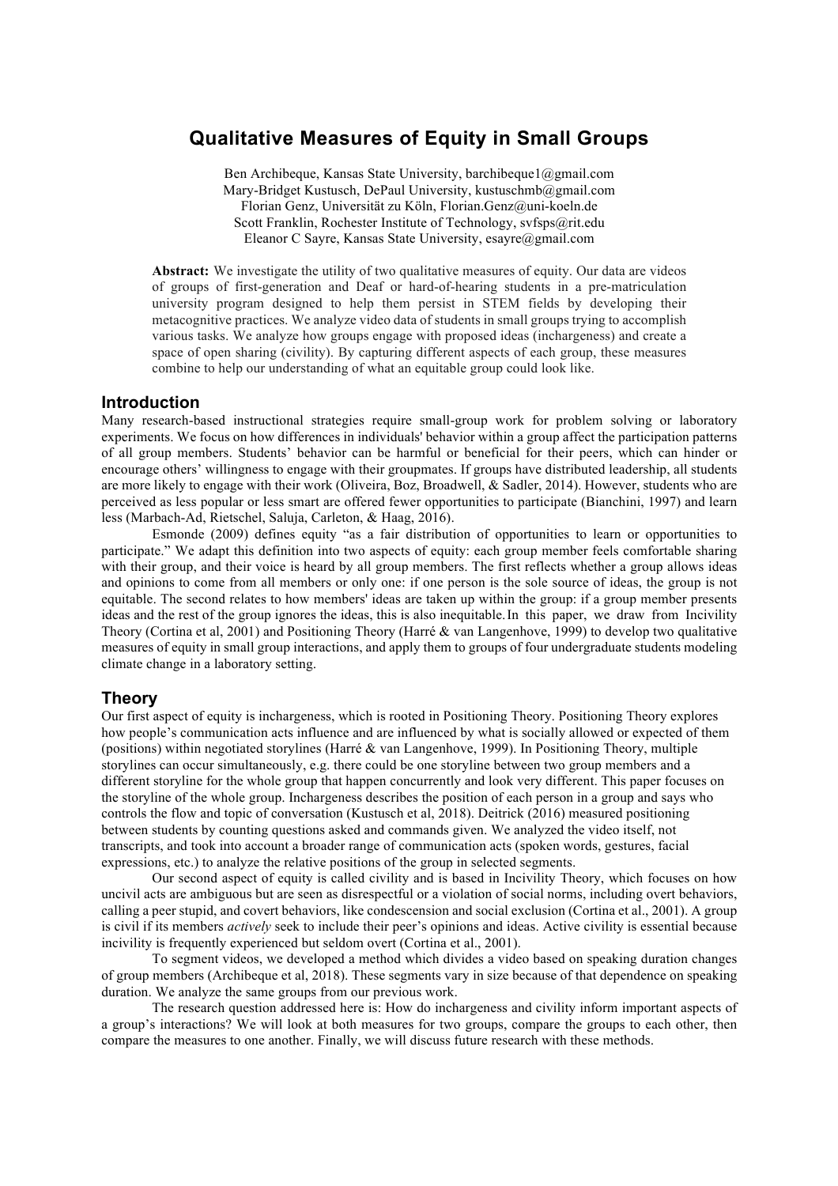# Qualitative Measures of Equity in Small Groups

Ben Archibeque, Kansas State University, barchibeque1@gmail.com
Mary-Bridget Kustusch, DePaul University, kustuschmb@gmail.com
Florian Genz, Universität zu Köln, Florian.Genz@uni-koeln.de
Scott Franklin, Rochester Institute of Technology, svfsps@rit.edu
Eleanor C Sayre, Kansas State University, esayre@gmail.com

**Abstract:** We investigate the utility of two qualitative measures of equity. Our data are videos of groups of first-generation and Deaf or hard-of-hearing students in a pre-matriculation university program designed to help them persist in STEM fields by developing their metacognitive practices. We analyze video data of students in small groups trying to accomplish various tasks. We analyze how groups engage with proposed ideas (inchargeness) and create a space of open sharing (civility). By capturing different aspects of each group, these measures combine to help our understanding of what an equitable group could look like.

## Introduction

Many research-based instructional strategies require small-group work for problem solving or laboratory experiments. We focus on how differences in individuals' behavior within a group affect the participation patterns of all group members. Students' behavior can be harmful or beneficial for their peers, which can hinder or encourage others' willingness to engage with their groupmates. If groups have distributed leadership, all students are more likely to engage with their work (Oliveira, Boz, Broadwell, & Sadler, 2014). However, students who are perceived as less popular or less smart are offered fewer opportunities to participate (Bianchini, 1997) and learn less (Marbach-Ad, Rietschel, Saluja, Carleton, & Haag, 2016).

Esmonde (2009) defines equity "as a fair distribution of opportunities to learn or opportunities to participate." We adapt this definition into two aspects of equity: each group member feels comfortable sharing with their group, and their voice is heard by all group members. The first reflects whether a group allows ideas and opinions to come from all members or only one: if one person is the sole source of ideas, the group is not equitable. The second relates to how members' ideas are taken up within the group: if a group member presents ideas and the rest of the group ignores the ideas, this is also inequitable. In this paper, we draw from Incivility Theory (Cortina et al, 2001) and Positioning Theory (Harré & van Langenhove, 1999) to develop two qualitative measures of equity in small group interactions, and apply them to groups of four undergraduate students modeling climate change in a laboratory setting.

## Theory

Our first aspect of equity is inchargeness, which is rooted in Positioning Theory. Positioning Theory explores how people's communication acts influence and are influenced by what is socially allowed or expected of them (positions) within negotiated storylines (Harré & van Langenhove, 1999). In Positioning Theory, multiple storylines can occur simultaneously, e.g. there could be one storyline between two group members and a different storyline for the whole group that happen concurrently and look very different. This paper focuses on the storyline of the whole group. Inchargeness describes the position of each person in a group and says who controls the flow and topic of conversation (Kustusch et al, 2018). Deitrick (2016) measured positioning between students by counting questions asked and commands given. We analyzed the video itself, not transcripts, and took into account a broader range of communication acts (spoken words, gestures, facial expressions, etc.) to analyze the relative positions of the group in selected segments.

Our second aspect of equity is called civility and is based in Incivility Theory, which focuses on how uncivil acts are ambiguous but are seen as disrespectful or a violation of social norms, including overt behaviors, calling a peer stupid, and covert behaviors, like condescension and social exclusion (Cortina et al., 2001). A group is civil if its members *actively* seek to include their peer's opinions and ideas. Active civility is essential because incivility is frequently experienced but seldom overt (Cortina et al., 2001).

To segment videos, we developed a method which divides a video based on speaking duration changes of group members (Archibeque et al, 2018). These segments vary in size because of that dependence on speaking duration. We analyze the same groups from our previous work.

The research question addressed here is: How do inchargeness and civility inform important aspects of a group's interactions? We will look at both measures for two groups, compare the groups to each other, then compare the measures to one another. Finally, we will discuss future research with these methods.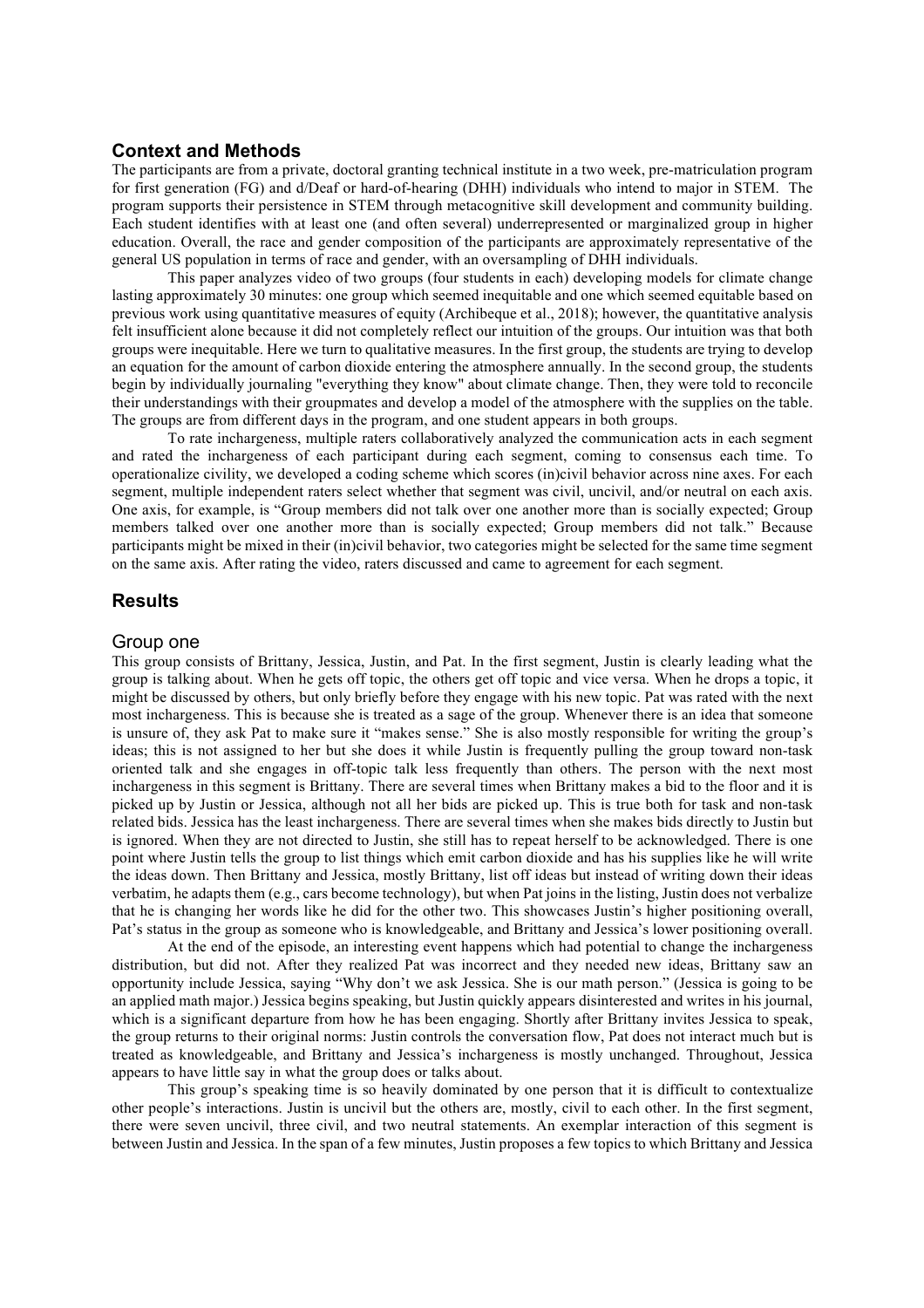## Context and Methods

The participants are from a private, doctoral granting technical institute in a two week, pre-matriculation program for first generation (FG) and d/Deaf or hard-of-hearing (DHH) individuals who intend to major in STEM. The program supports their persistence in STEM through metacognitive skill development and community building. Each student identifies with at least one (and often several) underrepresented or marginalized group in higher education. Overall, the race and gender composition of the participants are approximately representative of the general US population in terms of race and gender, with an oversampling of DHH individuals.

This paper analyzes video of two groups (four students in each) developing models for climate change lasting approximately 30 minutes: one group which seemed inequitable and one which seemed equitable based on previous work using quantitative measures of equity (Archibeque et al., 2018); however, the quantitative analysis felt insufficient alone because it did not completely reflect our intuition of the groups. Our intuition was that both groups were inequitable. Here we turn to qualitative measures. In the first group, the students are trying to develop an equation for the amount of carbon dioxide entering the atmosphere annually. In the second group, the students begin by individually journaling "everything they know" about climate change. Then, they were told to reconcile their understandings with their groupmates and develop a model of the atmosphere with the supplies on the table. The groups are from different days in the program, and one student appears in both groups.

To rate inchargeness, multiple raters collaboratively analyzed the communication acts in each segment and rated the inchargeness of each participant during each segment, coming to consensus each time. To operationalize civility, we developed a coding scheme which scores (in)civil behavior across nine axes. For each segment, multiple independent raters select whether that segment was civil, uncivil, and/or neutral on each axis. One axis, for example, is "Group members did not talk over one another more than is socially expected; Group members talked over one another more than is socially expected; Group members did not talk." Because participants might be mixed in their (in)civil behavior, two categories might be selected for the same time segment on the same axis. After rating the video, raters discussed and came to agreement for each segment.

## Results

### Group one

This group consists of Brittany, Jessica, Justin, and Pat. In the first segment, Justin is clearly leading what the group is talking about. When he gets off topic, the others get off topic and vice versa. When he drops a topic, it might be discussed by others, but only briefly before they engage with his new topic. Pat was rated with the next most inchargeness. This is because she is treated as a sage of the group. Whenever there is an idea that someone is unsure of, they ask Pat to make sure it "makes sense." She is also mostly responsible for writing the group's ideas; this is not assigned to her but she does it while Justin is frequently pulling the group toward non-task oriented talk and she engages in off-topic talk less frequently than others. The person with the next most inchargeness in this segment is Brittany. There are several times when Brittany makes a bid to the floor and it is picked up by Justin or Jessica, although not all her bids are picked up. This is true both for task and non-task related bids. Jessica has the least inchargeness. There are several times when she makes bids directly to Justin but is ignored. When they are not directed to Justin, she still has to repeat herself to be acknowledged. There is one point where Justin tells the group to list things which emit carbon dioxide and has his supplies like he will write the ideas down. Then Brittany and Jessica, mostly Brittany, list off ideas but instead of writing down their ideas verbatim, he adapts them (e.g., cars become technology), but when Pat joins in the listing, Justin does not verbalize that he is changing her words like he did for the other two. This showcases Justin's higher positioning overall, Pat's status in the group as someone who is knowledgeable, and Brittany and Jessica's lower positioning overall.

At the end of the episode, an interesting event happens which had potential to change the inchargeness distribution, but did not. After they realized Pat was incorrect and they needed new ideas, Brittany saw an opportunity include Jessica, saying "Why don't we ask Jessica. She is our math person." (Jessica is going to be an applied math major.) Jessica begins speaking, but Justin quickly appears disinterested and writes in his journal, which is a significant departure from how he has been engaging. Shortly after Brittany invites Jessica to speak, the group returns to their original norms: Justin controls the conversation flow, Pat does not interact much but is treated as knowledgeable, and Brittany and Jessica's inchargeness is mostly unchanged. Throughout, Jessica appears to have little say in what the group does or talks about.

This group's speaking time is so heavily dominated by one person that it is difficult to contextualize other people's interactions. Justin is uncivil but the others are, mostly, civil to each other. In the first segment, there were seven uncivil, three civil, and two neutral statements. An exemplar interaction of this segment is between Justin and Jessica. In the span of a few minutes, Justin proposes a few topics to which Brittany and Jessica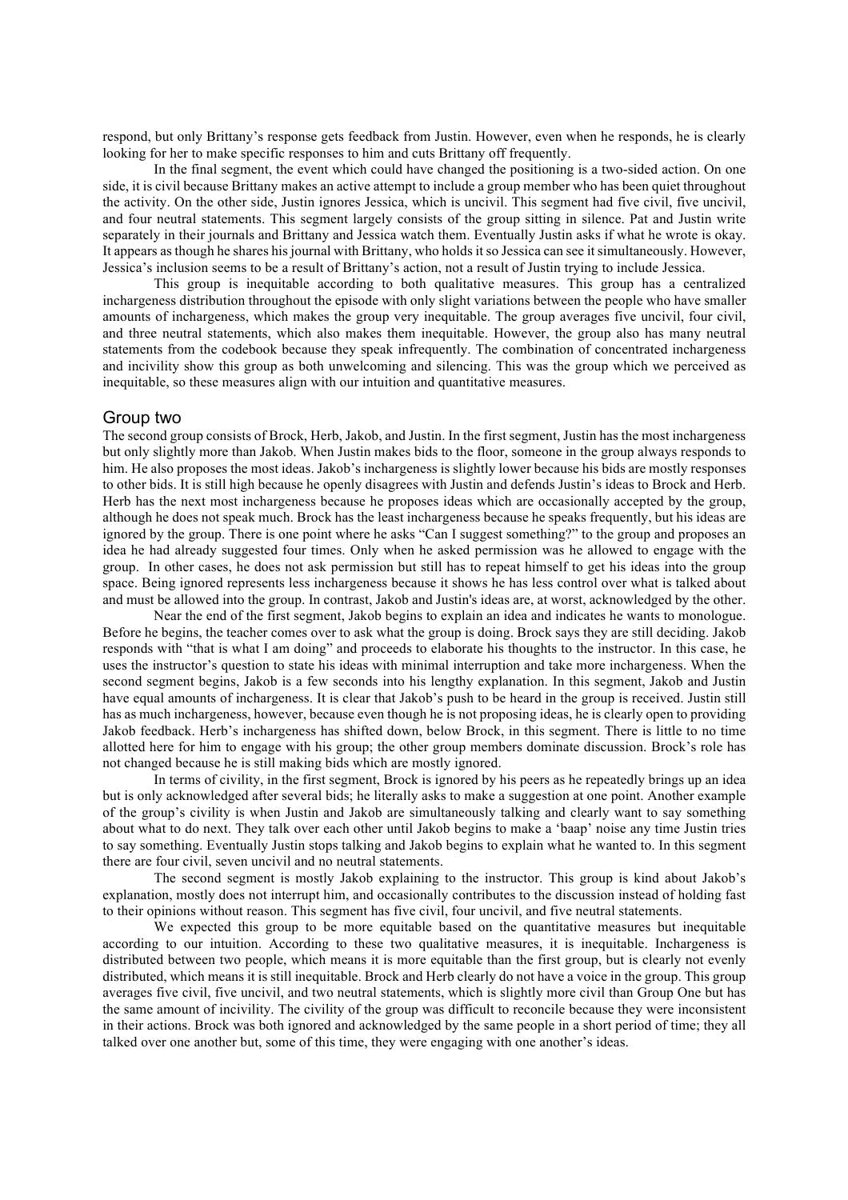respond, but only Brittany's response gets feedback from Justin. However, even when he responds, he is clearly looking for her to make specific responses to him and cuts Brittany off frequently.

In the final segment, the event which could have changed the positioning is a two-sided action. On one side, it is civil because Brittany makes an active attempt to include a group member who has been quiet throughout the activity. On the other side, Justin ignores Jessica, which is uncivil. This segment had five civil, five uncivil, and four neutral statements. This segment largely consists of the group sitting in silence. Pat and Justin write separately in their journals and Brittany and Jessica watch them. Eventually Justin asks if what he wrote is okay. It appears as though he shares his journal with Brittany, who holds it so Jessica can see it simultaneously. However, Jessica's inclusion seems to be a result of Brittany's action, not a result of Justin trying to include Jessica.

This group is inequitable according to both qualitative measures. This group has a centralized inchargeness distribution throughout the episode with only slight variations between the people who have smaller amounts of inchargeness, which makes the group very inequitable. The group averages five uncivil, four civil, and three neutral statements, which also makes them inequitable. However, the group also has many neutral statements from the codebook because they speak infrequently. The combination of concentrated inchargeness and incivility show this group as both unwelcoming and silencing. This was the group which we perceived as inequitable, so these measures align with our intuition and quantitative measures.

## Group two

The second group consists of Brock, Herb, Jakob, and Justin. In the first segment, Justin has the most inchargeness but only slightly more than Jakob. When Justin makes bids to the floor, someone in the group always responds to him. He also proposes the most ideas. Jakob's inchargeness is slightly lower because his bids are mostly responses to other bids. It is still high because he openly disagrees with Justin and defends Justin's ideas to Brock and Herb. Herb has the next most inchargeness because he proposes ideas which are occasionally accepted by the group, although he does not speak much. Brock has the least inchargeness because he speaks frequently, but his ideas are ignored by the group. There is one point where he asks "Can I suggest something?" to the group and proposes an idea he had already suggested four times. Only when he asked permission was he allowed to engage with the group. In other cases, he does not ask permission but still has to repeat himself to get his ideas into the group space. Being ignored represents less inchargeness because it shows he has less control over what is talked about and must be allowed into the group. In contrast, Jakob and Justin's ideas are, at worst, acknowledged by the other.

Near the end of the first segment, Jakob begins to explain an idea and indicates he wants to monologue. Before he begins, the teacher comes over to ask what the group is doing. Brock says they are still deciding. Jakob responds with "that is what I am doing" and proceeds to elaborate his thoughts to the instructor. In this case, he uses the instructor's question to state his ideas with minimal interruption and take more inchargeness. When the second segment begins, Jakob is a few seconds into his lengthy explanation. In this segment, Jakob and Justin have equal amounts of inchargeness. It is clear that Jakob's push to be heard in the group is received. Justin still has as much inchargeness, however, because even though he is not proposing ideas, he is clearly open to providing Jakob feedback. Herb's inchargeness has shifted down, below Brock, in this segment. There is little to no time allotted here for him to engage with his group; the other group members dominate discussion. Brock's role has not changed because he is still making bids which are mostly ignored.

In terms of civility, in the first segment, Brock is ignored by his peers as he repeatedly brings up an idea but is only acknowledged after several bids; he literally asks to make a suggestion at one point. Another example of the group's civility is when Justin and Jakob are simultaneously talking and clearly want to say something about what to do next. They talk over each other until Jakob begins to make a 'baap' noise any time Justin tries to say something. Eventually Justin stops talking and Jakob begins to explain what he wanted to. In this segment there are four civil, seven uncivil and no neutral statements.

The second segment is mostly Jakob explaining to the instructor. This group is kind about Jakob's explanation, mostly does not interrupt him, and occasionally contributes to the discussion instead of holding fast to their opinions without reason. This segment has five civil, four uncivil, and five neutral statements.

We expected this group to be more equitable based on the quantitative measures but inequitable according to our intuition. According to these two qualitative measures, it is inequitable. Inchargeness is distributed between two people, which means it is more equitable than the first group, but is clearly not evenly distributed, which means it is still inequitable. Brock and Herb clearly do not have a voice in the group. This group averages five civil, five uncivil, and two neutral statements, which is slightly more civil than Group One but has the same amount of incivility. The civility of the group was difficult to reconcile because they were inconsistent in their actions. Brock was both ignored and acknowledged by the same people in a short period of time; they all talked over one another but, some of this time, they were engaging with one another's ideas.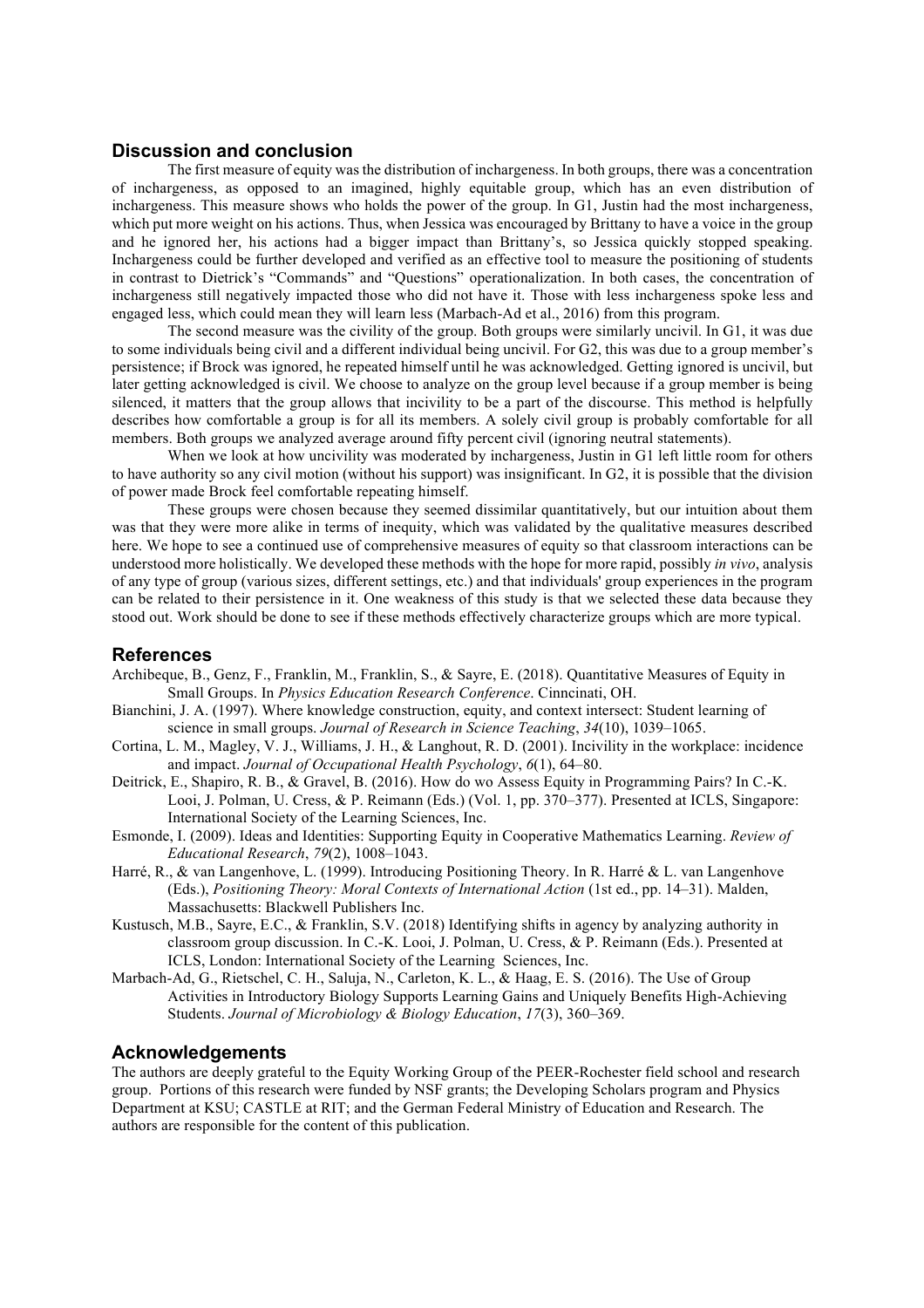## Discussion and conclusion

The first measure of equity was the distribution of inchargeness. In both groups, there was a concentration of inchargeness, as opposed to an imagined, highly equitable group, which has an even distribution of inchargeness. This measure shows who holds the power of the group. In G1, Justin had the most inchargeness, which put more weight on his actions. Thus, when Jessica was encouraged by Brittany to have a voice in the group and he ignored her, his actions had a bigger impact than Brittany's, so Jessica quickly stopped speaking. Inchargeness could be further developed and verified as an effective tool to measure the positioning of students in contrast to Dietrick's "Commands" and "Questions" operationalization. In both cases, the concentration of inchargeness still negatively impacted those who did not have it. Those with less inchargeness spoke less and engaged less, which could mean they will learn less (Marbach-Ad et al., 2016) from this program.

The second measure was the civility of the group. Both groups were similarly uncivil. In G1, it was due to some individuals being civil and a different individual being uncivil. For G2, this was due to a group member's persistence; if Brock was ignored, he repeated himself until he was acknowledged. Getting ignored is uncivil, but later getting acknowledged is civil. We choose to analyze on the group level because if a group member is being silenced, it matters that the group allows that incivility to be a part of the discourse. This method is helpfully describes how comfortable a group is for all its members. A solely civil group is probably comfortable for all members. Both groups we analyzed average around fifty percent civil (ignoring neutral statements).

When we look at how uncivility was moderated by inchargeness, Justin in G1 left little room for others to have authority so any civil motion (without his support) was insignificant. In G2, it is possible that the division of power made Brock feel comfortable repeating himself.

These groups were chosen because they seemed dissimilar quantitatively, but our intuition about them was that they were more alike in terms of inequity, which was validated by the qualitative measures described here. We hope to see a continued use of comprehensive measures of equity so that classroom interactions can be understood more holistically. We developed these methods with the hope for more rapid, possibly *in vivo*, analysis of any type of group (various sizes, different settings, etc.) and that individuals' group experiences in the program can be related to their persistence in it. One weakness of this study is that we selected these data because they stood out. Work should be done to see if these methods effectively characterize groups which are more typical.

## References

Archibeque, B., Genz, F., Franklin, M., Franklin, S., & Sayre, E. (2018). Quantitative Measures of Equity in Small Groups. In *Physics Education Research Conference*. Cinncinati, OH.

Bianchini, J. A. (1997). Where knowledge construction, equity, and context intersect: Student learning of science in small groups. *Journal of Research in Science Teaching*, *34*(10), 1039–1065.

Cortina, L. M., Magley, V. J., Williams, J. H., & Langhout, R. D. (2001). Incivility in the workplace: incidence and impact. *Journal of Occupational Health Psychology*, *6*(1), 64–80.

Deitrick, E., Shapiro, R. B., & Gravel, B. (2016). How do wo Assess Equity in Programming Pairs? In C.-K. Looi, J. Polman, U. Cress, & P. Reimann (Eds.) (Vol. 1, pp. 370–377). Presented at ICLS, Singapore: International Society of the Learning Sciences, Inc.

Esmonde, I. (2009). Ideas and Identities: Supporting Equity in Cooperative Mathematics Learning. *Review of Educational Research*, *79*(2), 1008–1043.

Harré, R., & van Langenhove, L. (1999). Introducing Positioning Theory. In R. Harré & L. van Langenhove (Eds.), *Positioning Theory: Moral Contexts of International Action* (1st ed., pp. 14–31). Malden, Massachusetts: Blackwell Publishers Inc.

Kustusch, M.B., Sayre, E.C., & Franklin, S.V. (2018) Identifying shifts in agency by analyzing authority in classroom group discussion. In C.-K. Looi, J. Polman, U. Cress, & P. Reimann (Eds.). Presented at ICLS, London: International Society of the Learning Sciences, Inc.

Marbach-Ad, G., Rietschel, C. H., Saluja, N., Carleton, K. L., & Haag, E. S. (2016). The Use of Group Activities in Introductory Biology Supports Learning Gains and Uniquely Benefits High-Achieving Students. *Journal of Microbiology & Biology Education*, *17*(3), 360–369.

## Acknowledgements

The authors are deeply grateful to the Equity Working Group of the PEER-Rochester field school and research group. Portions of this research were funded by NSF grants; the Developing Scholars program and Physics Department at KSU; CASTLE at RIT; and the German Federal Ministry of Education and Research. The authors are responsible for the content of this publication.